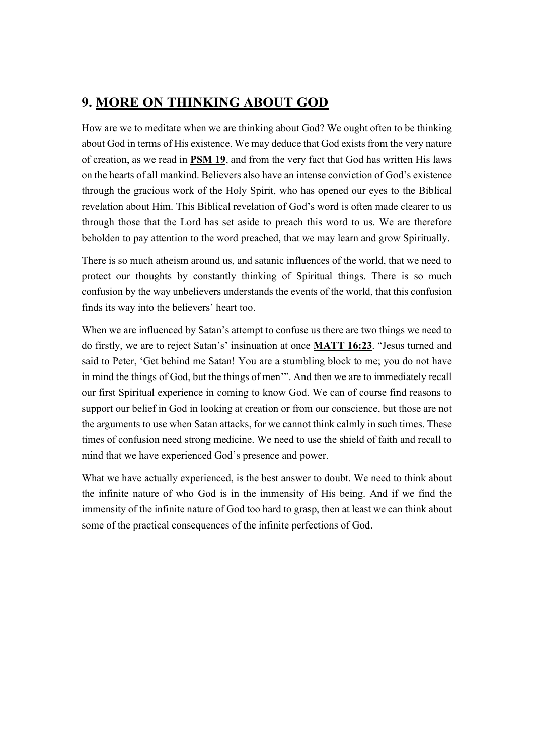## 9. <u>MORE ON THINKING ABOUT GOD</u>

How are we to meditate when we are thinking about God? We ought often to be thinking about God in terms of His existence. We may deduce that God exists from the very nature of creation, as we read in **<u>PSM 19</u>**, and from the very fact that God has written His laws on the hearts of all mankind. Believers also have an intense conviction of God's existence through the gracious work of the Holy Spirit, who has opened our eyes to the Biblical revelation about Him. This Biblical revelation of God's word is often made clearer to us through those that the Lord has set aside to preach this word to us. We are therefore beholden to pay attention to the word preached, that we may learn and grow Spiritually.

There is so much atheism around us, and satanic influences of the world, that we need to protect our thoughts by constantly thinking of Spiritual things. There is so much confusion by the way unbelievers understands the events of the world, that this confusion finds its way into the believers' heart too.

When we are influenced by Satan's attempt to confuse us there are two things we need to do firstly, we are to reject Satan's' insinuation at once **<u>MATT 16:23</u>**. "Jesus turned and said to Peter, 'Get behind me Satan! You are a stumbling block to me; you do not have in mind the things of God, but the things of men'". And then we are to immediately recall our first Spiritual experience in coming to know God. We can of course find reasons to support our belief in God in looking at creation or from our conscience, but those are not the arguments to use when Satan attacks, for we cannot think calmly in such times. These times of confusion need strong medicine. We need to use the shield of faith and recall to mind that we have experienced God's presence and power.

What we have actually experienced, is the best answer to doubt. We need to think about the infinite nature of who God is in the immensity of His being. And if we find the immensity of the infinite nature of God too hard to grasp, then at least we can think about some of the practical consequences of the infinite perfections of God.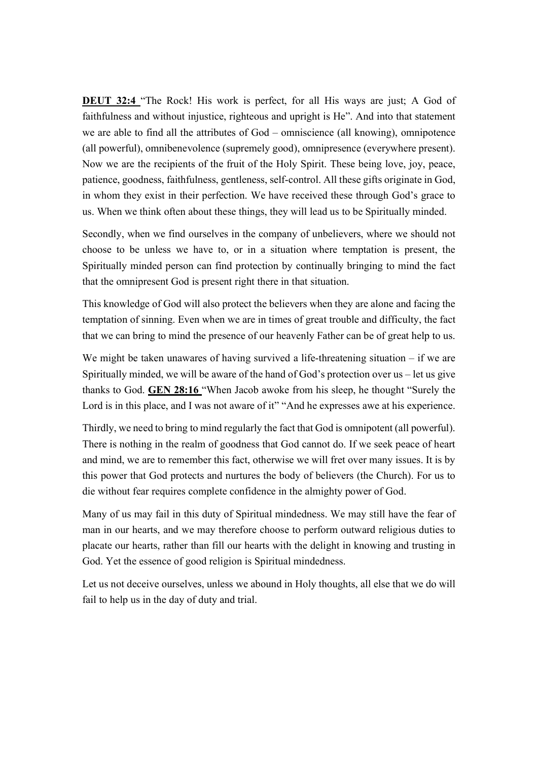**DEUT 32:4** "The Rock! His work is perfect, for all His ways are just; A God of faithfulness and without injustice, righteous and upright is He". And into that statement we are able to find all the attributes of God – omniscience (all knowing), omnipotence (all powerful), omnibenevolence (supremely good), omnipresence (everywhere present). Now we are the recipients of the fruit of the Holy Spirit. These being love, joy, peace, patience, goodness, faithfulness, gentleness, self-control. All these gifts originate in God, in whom they exist in their perfection. We have received these through God's grace to us. When we think often about these things, they will lead us to be Spiritually minded.

Secondly, when we find ourselves in the company of unbelievers, where we should not choose to be unless we have to, or in a situation where temptation is present, the Spiritually minded person can find protection by continually bringing to mind the fact that the omnipresent God is present right there in that situation.

This knowledge of God will also protect the believers when they are alone and facing the temptation of sinning. Even when we are in times of great trouble and difficulty, the fact that we can bring to mind the presence of our heavenly Father can be of great help to us.

We might be taken unawares of having survived a life-threatening situation – if we are Spiritually minded, we will be aware of the hand of God's protection over us – let us give thanks to God. **GEN 28:16** "When Jacob awoke from his sleep, he thought "Surely the Lord is in this place, and I was not aware of it" "And he expresses awe at his experience.

Thirdly, we need to bring to mind regularly the fact that God is omnipotent (all powerful). There is nothing in the realm of goodness that God cannot do. If we seek peace of heart and mind, we are to remember this fact, otherwise we will fret over many issues. It is by this power that God protects and nurtures the body of believers (the Church). For us to die without fear requires complete confidence in the almighty power of God.

Many of us may fail in this duty of Spiritual mindedness. We may still have the fear of man in our hearts, and we may therefore choose to perform outward religious duties to placate our hearts, rather than fill our hearts with the delight in knowing and trusting in God. Yet the essence of good religion is Spiritual mindedness.

Let us not deceive ourselves, unless we abound in Holy thoughts, all else that we do will fail to help us in the day of duty and trial.